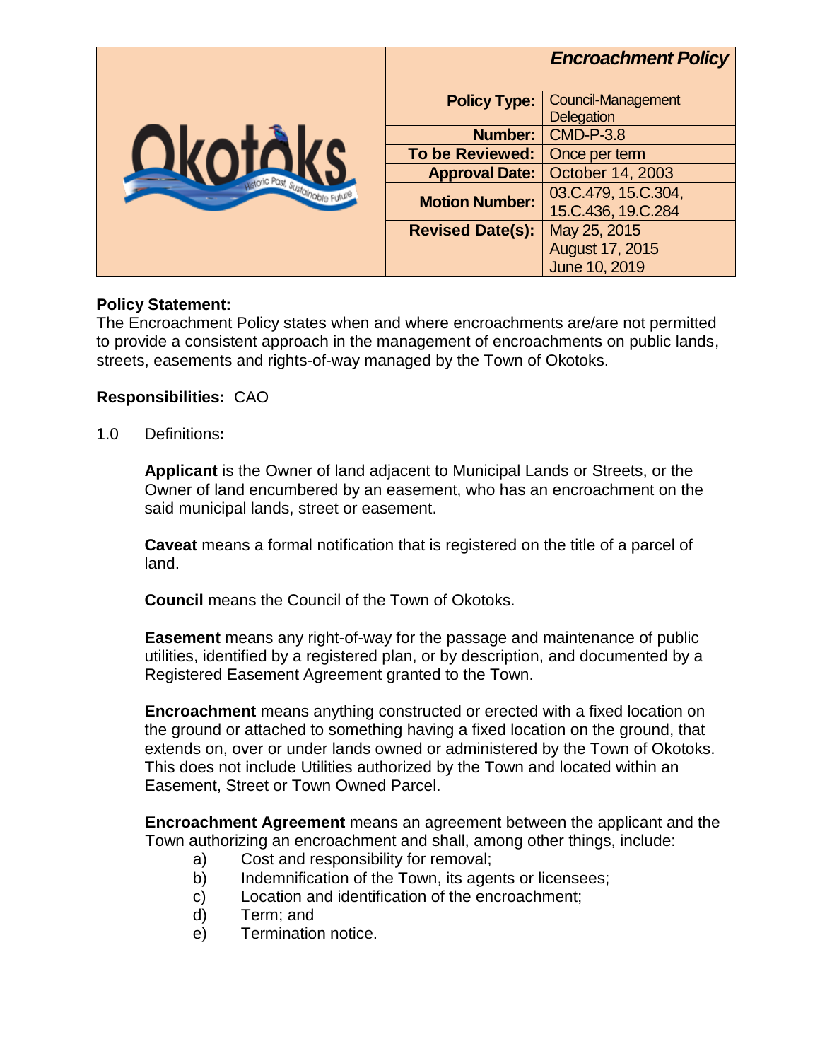| Okotoks — Historic Past, Sustainable Future | *Encroachment Policy* | |
|---|---|---|
| | **Policy Type:** | Council-Management Delegation |
| | **Number:** | CMD-P-3.8 |
| | **To be Reviewed:** | Once per term |
| | **Approval Date:** | October 14, 2003 |
| | **Motion Number:** | 03.C.479, 15.C.304, 15.C.436, 19.C.284 |
| | **Revised Date(s):** | May 25, 2015<br>August 17, 2015<br>June 10, 2019 |

**Policy Statement:**
The Encroachment Policy states when and where encroachments are/are not permitted to provide a consistent approach in the management of encroachments on public lands, streets, easements and rights-of-way managed by the Town of Okotoks.

**Responsibilities:** CAO

1.0 Definitions**:**

**Applicant** is the Owner of land adjacent to Municipal Lands or Streets, or the Owner of land encumbered by an easement, who has an encroachment on the said municipal lands, street or easement.

**Caveat** means a formal notification that is registered on the title of a parcel of land.

**Council** means the Council of the Town of Okotoks.

**Easement** means any right-of-way for the passage and maintenance of public utilities, identified by a registered plan, or by description, and documented by a Registered Easement Agreement granted to the Town.

**Encroachment** means anything constructed or erected with a fixed location on the ground or attached to something having a fixed location on the ground, that extends on, over or under lands owned or administered by the Town of Okotoks. This does not include Utilities authorized by the Town and located within an Easement, Street or Town Owned Parcel.

**Encroachment Agreement** means an agreement between the applicant and the Town authorizing an encroachment and shall, among other things, include:

a) Cost and responsibility for removal;
b) Indemnification of the Town, its agents or licensees;
c) Location and identification of the encroachment;
d) Term; and
e) Termination notice.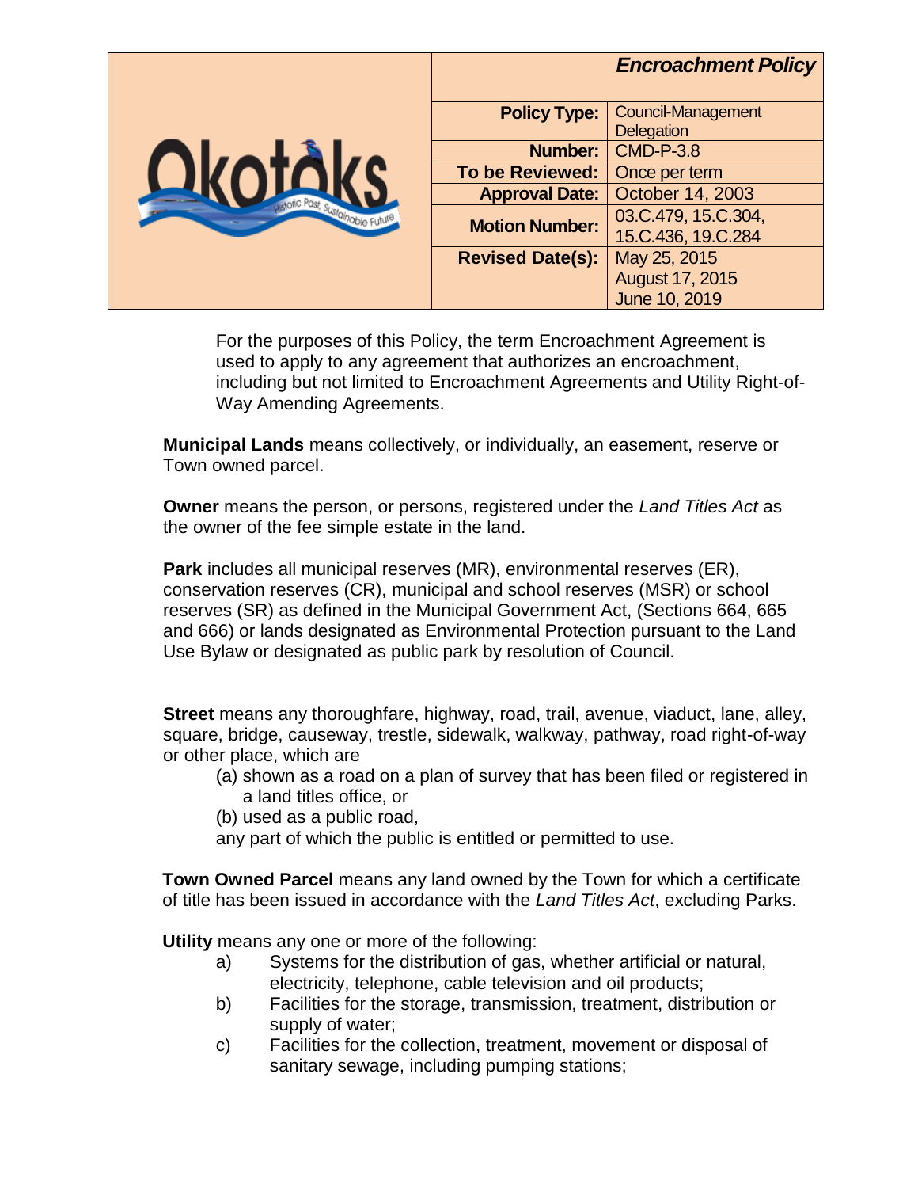For the purposes of this Policy, the term Encroachment Agreement is used to apply to any agreement that authorizes an encroachment, including but not limited to Encroachment Agreements and Utility Right-of-Way Amending Agreements.

**Municipal Lands** means collectively, or individually, an easement, reserve or Town owned parcel.

**Owner** means the person, or persons, registered under the *Land Titles Act* as the owner of the fee simple estate in the land.

**Park** includes all municipal reserves (MR), environmental reserves (ER), conservation reserves (CR), municipal and school reserves (MSR) or school reserves (SR) as defined in the Municipal Government Act, (Sections 664, 665 and 666) or lands designated as Environmental Protection pursuant to the Land Use Bylaw or designated as public park by resolution of Council.

**Street** means any thoroughfare, highway, road, trail, avenue, viaduct, lane, alley, square, bridge, causeway, trestle, sidewalk, walkway, pathway, road right-of-way or other place, which are

(a) shown as a road on a plan of survey that has been filed or registered in a land titles office, or

(b) used as a public road,

any part of which the public is entitled or permitted to use.

**Town Owned Parcel** means any land owned by the Town for which a certificate of title has been issued in accordance with the *Land Titles Act*, excluding Parks.

**Utility** means any one or more of the following:

a) Systems for the distribution of gas, whether artificial or natural, electricity, telephone, cable television and oil products;

b) Facilities for the storage, transmission, treatment, distribution or supply of water;

c) Facilities for the collection, treatment, movement or disposal of sanitary sewage, including pumping stations;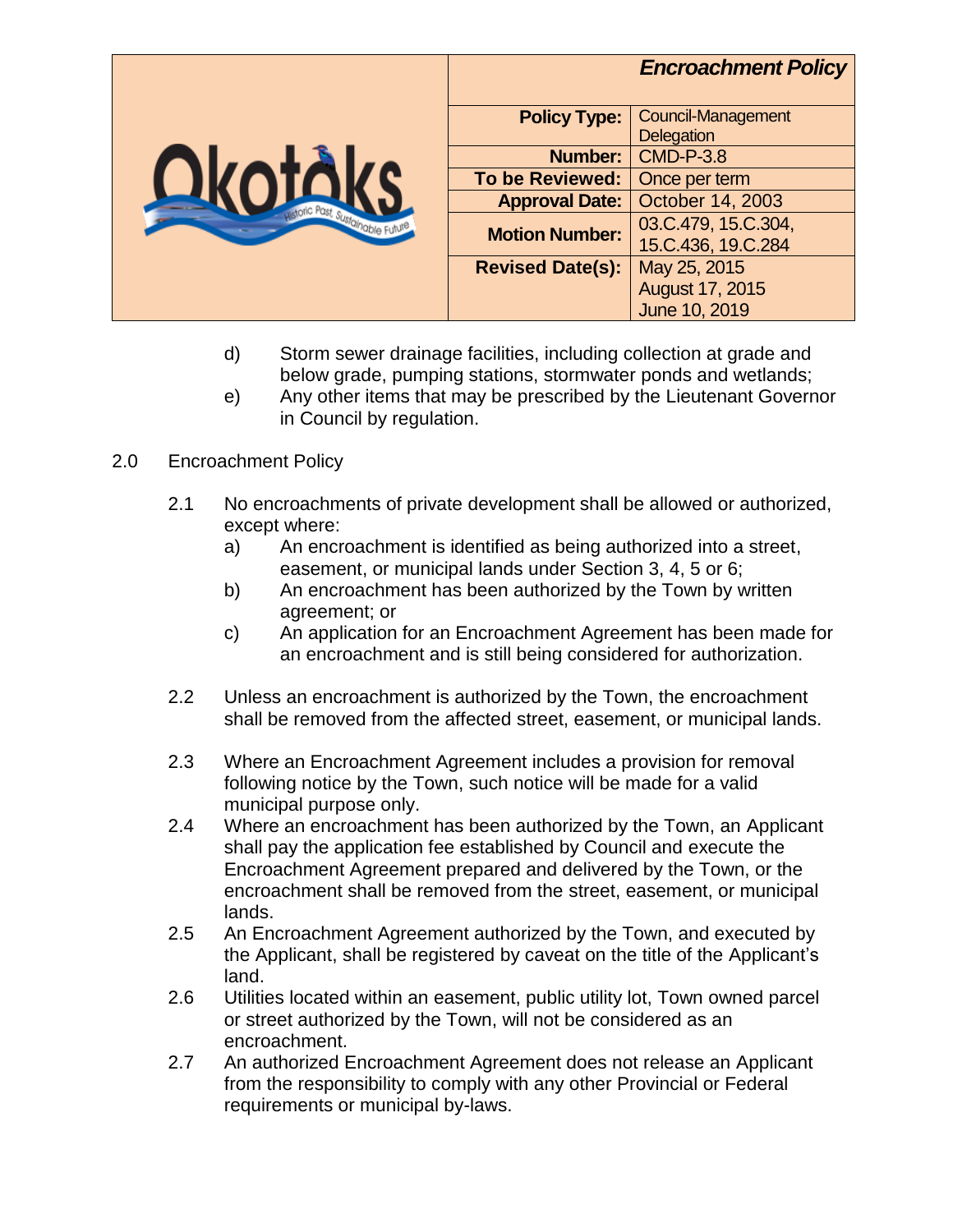d) Storm sewer drainage facilities, including collection at grade and below grade, pumping stations, stormwater ponds and wetlands;

e) Any other items that may be prescribed by the Lieutenant Governor in Council by regulation.

## 2.0 Encroachment Policy

2.1 No encroachments of private development shall be allowed or authorized, except where:

a) An encroachment is identified as being authorized into a street, easement, or municipal lands under Section 3, 4, 5 or 6;

b) An encroachment has been authorized by the Town by written agreement; or

c) An application for an Encroachment Agreement has been made for an encroachment and is still being considered for authorization.

2.2 Unless an encroachment is authorized by the Town, the encroachment shall be removed from the affected street, easement, or municipal lands.

2.3 Where an Encroachment Agreement includes a provision for removal following notice by the Town, such notice will be made for a valid municipal purpose only.

2.4 Where an encroachment has been authorized by the Town, an Applicant shall pay the application fee established by Council and execute the Encroachment Agreement prepared and delivered by the Town, or the encroachment shall be removed from the street, easement, or municipal lands.

2.5 An Encroachment Agreement authorized by the Town, and executed by the Applicant, shall be registered by caveat on the title of the Applicant's land.

2.6 Utilities located within an easement, public utility lot, Town owned parcel or street authorized by the Town, will not be considered as an encroachment.

2.7 An authorized Encroachment Agreement does not release an Applicant from the responsibility to comply with any other Provincial or Federal requirements or municipal by-laws.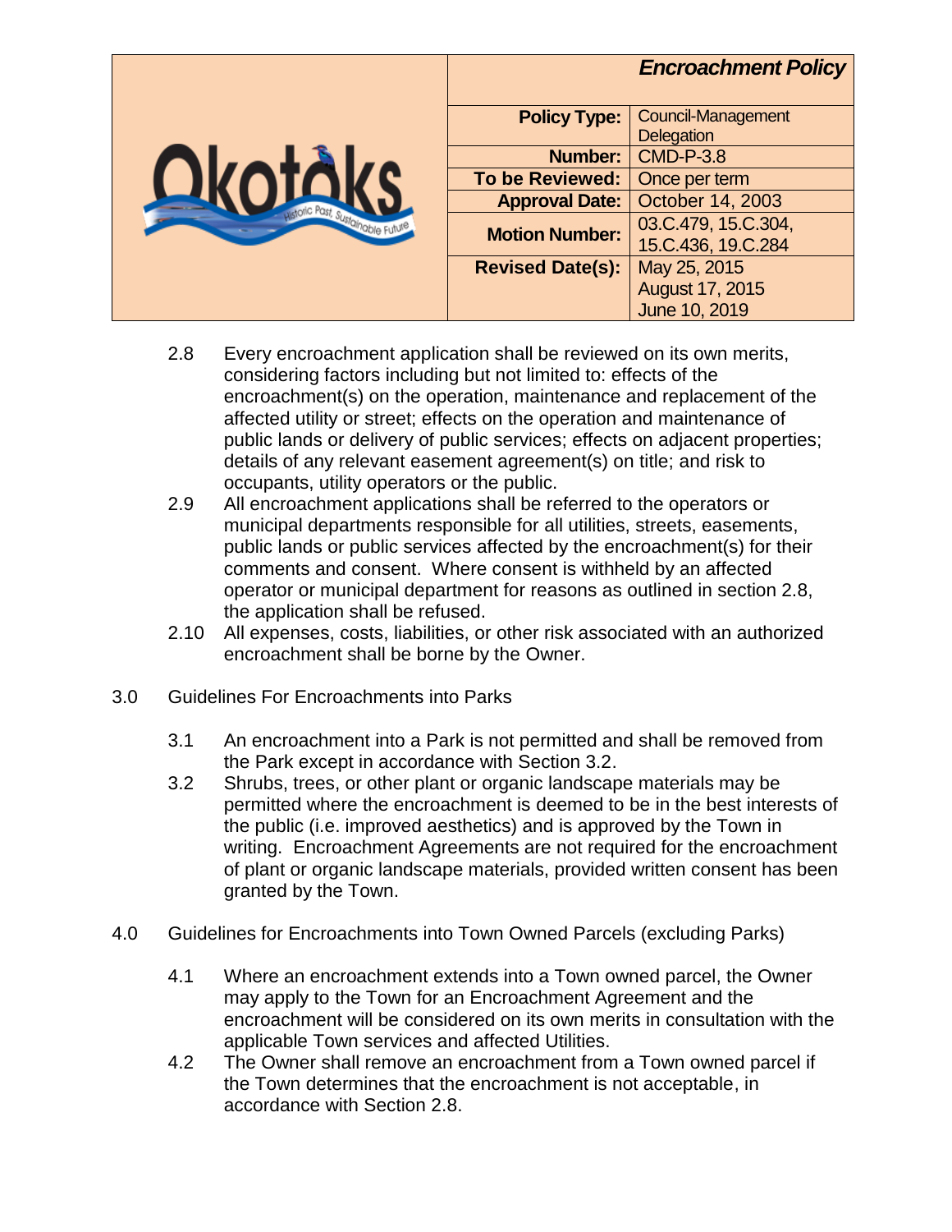2.8 Every encroachment application shall be reviewed on its own merits, considering factors including but not limited to: effects of the encroachment(s) on the operation, maintenance and replacement of the affected utility or street; effects on the operation and maintenance of public lands or delivery of public services; effects on adjacent properties; details of any relevant easement agreement(s) on title; and risk to occupants, utility operators or the public.

2.9 All encroachment applications shall be referred to the operators or municipal departments responsible for all utilities, streets, easements, public lands or public services affected by the encroachment(s) for their comments and consent. Where consent is withheld by an affected operator or municipal department for reasons as outlined in section 2.8, the application shall be refused.

2.10 All expenses, costs, liabilities, or other risk associated with an authorized encroachment shall be borne by the Owner.

## 3.0 Guidelines For Encroachments into Parks

3.1 An encroachment into a Park is not permitted and shall be removed from the Park except in accordance with Section 3.2.

3.2 Shrubs, trees, or other plant or organic landscape materials may be permitted where the encroachment is deemed to be in the best interests of the public (i.e. improved aesthetics) and is approved by the Town in writing. Encroachment Agreements are not required for the encroachment of plant or organic landscape materials, provided written consent has been granted by the Town.

## 4.0 Guidelines for Encroachments into Town Owned Parcels (excluding Parks)

4.1 Where an encroachment extends into a Town owned parcel, the Owner may apply to the Town for an Encroachment Agreement and the encroachment will be considered on its own merits in consultation with the applicable Town services and affected Utilities.

4.2 The Owner shall remove an encroachment from a Town owned parcel if the Town determines that the encroachment is not acceptable, in accordance with Section 2.8.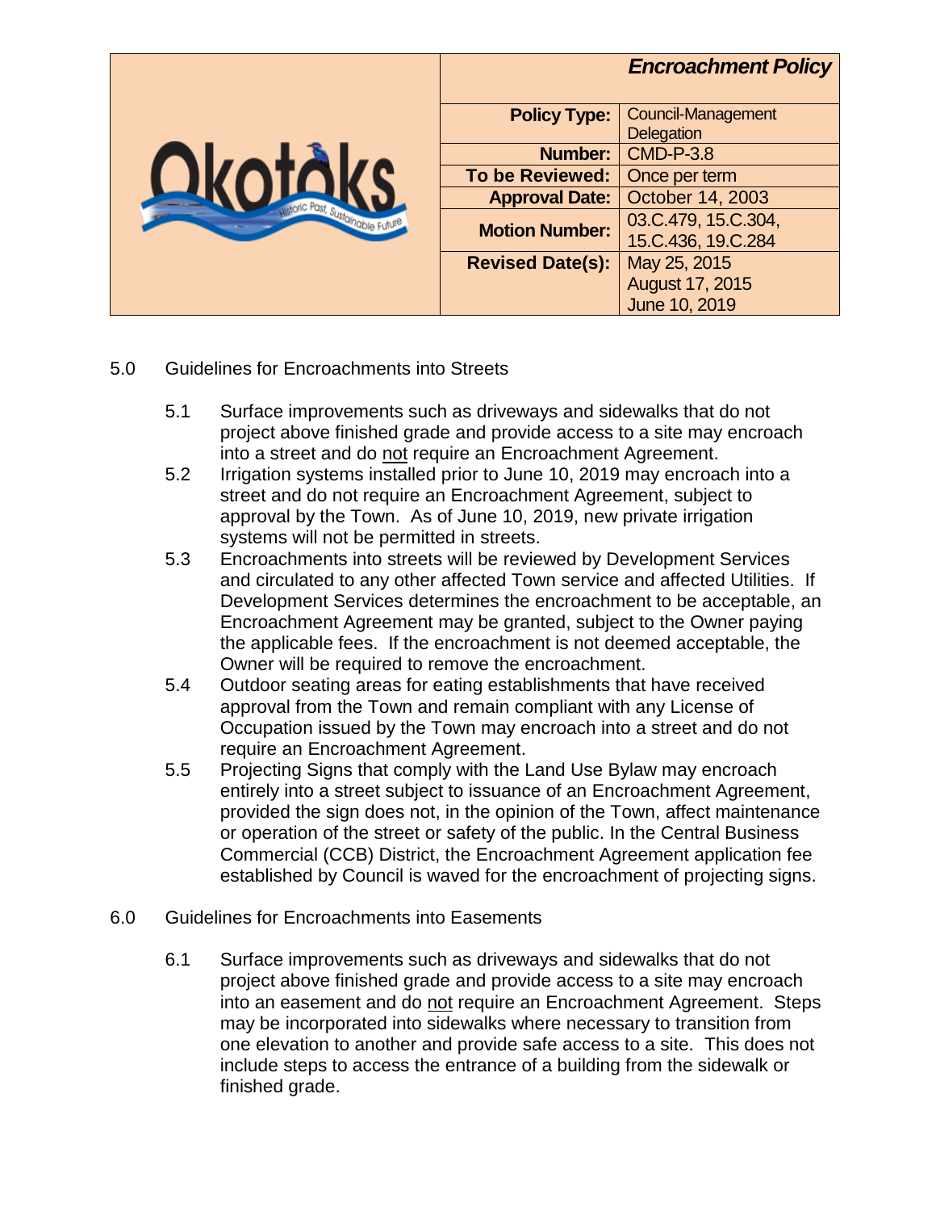| | *Encroachment Policy* | |
|---|---|---|
| Okotoks — Historic Past, Sustainable Future | **Policy Type:** | Council-Management Delegation |
| | **Number:** | CMD-P-3.8 |
| | **To be Reviewed:** | Once per term |
| | **Approval Date:** | October 14, 2003 |
| | **Motion Number:** | 03.C.479, 15.C.304, 15.C.436, 19.C.284 |
| | **Revised Date(s):** | May 25, 2015<br>August 17, 2015<br>June 10, 2019 |

## 5.0 Guidelines for Encroachments into Streets

5.1 Surface improvements such as driveways and sidewalks that do not project above finished grade and provide access to a site may encroach into a street and do not require an Encroachment Agreement.

5.2 Irrigation systems installed prior to June 10, 2019 may encroach into a street and do not require an Encroachment Agreement, subject to approval by the Town. As of June 10, 2019, new private irrigation systems will not be permitted in streets.

5.3 Encroachments into streets will be reviewed by Development Services and circulated to any other affected Town service and affected Utilities. If Development Services determines the encroachment to be acceptable, an Encroachment Agreement may be granted, subject to the Owner paying the applicable fees. If the encroachment is not deemed acceptable, the Owner will be required to remove the encroachment.

5.4 Outdoor seating areas for eating establishments that have received approval from the Town and remain compliant with any License of Occupation issued by the Town may encroach into a street and do not require an Encroachment Agreement.

5.5 Projecting Signs that comply with the Land Use Bylaw may encroach entirely into a street subject to issuance of an Encroachment Agreement, provided the sign does not, in the opinion of the Town, affect maintenance or operation of the street or safety of the public. In the Central Business Commercial (CCB) District, the Encroachment Agreement application fee established by Council is waved for the encroachment of projecting signs.

## 6.0 Guidelines for Encroachments into Easements

6.1 Surface improvements such as driveways and sidewalks that do not project above finished grade and provide access to a site may encroach into an easement and do not require an Encroachment Agreement. Steps may be incorporated into sidewalks where necessary to transition from one elevation to another and provide safe access to a site. This does not include steps to access the entrance of a building from the sidewalk or finished grade.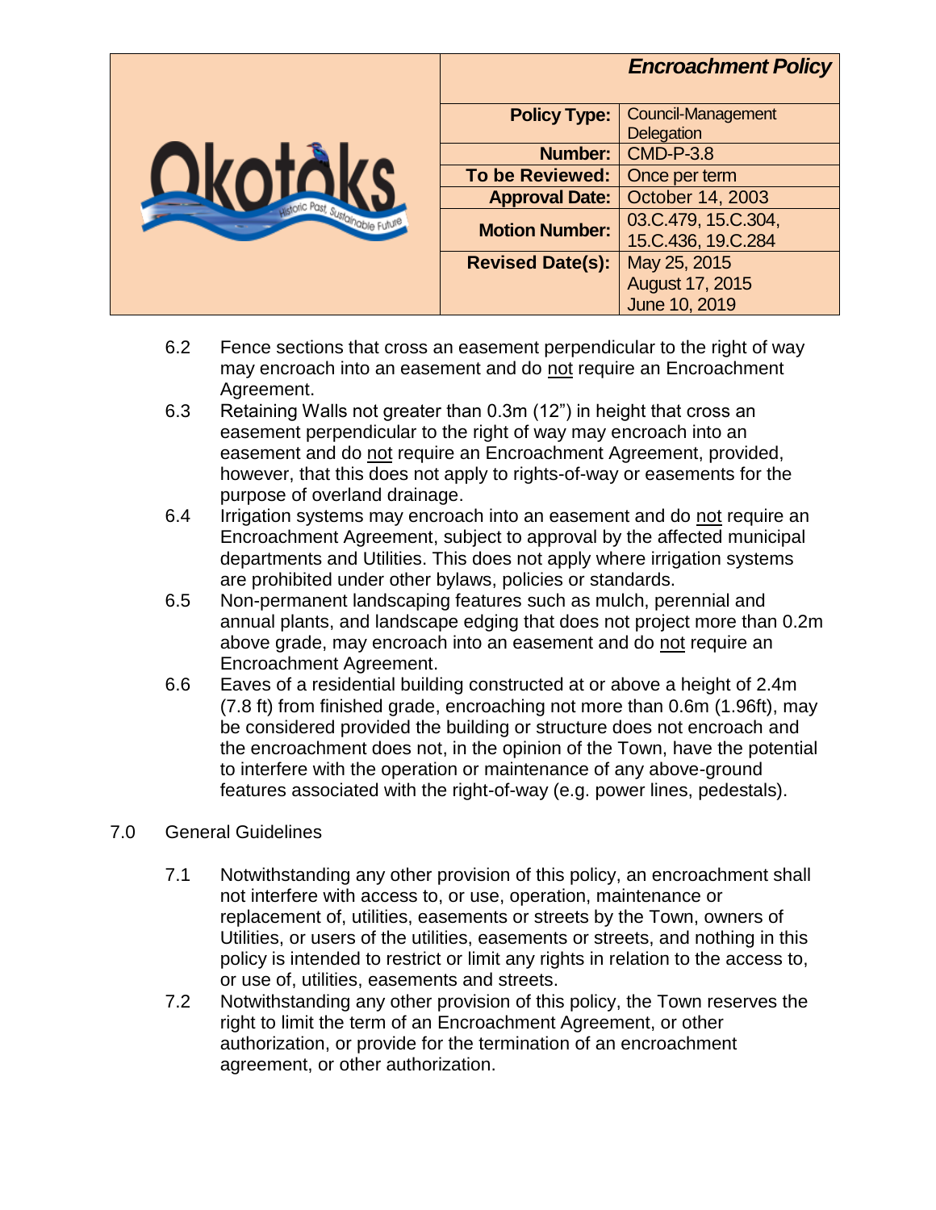6.2 Fence sections that cross an easement perpendicular to the right of way may encroach into an easement and do not require an Encroachment Agreement.

6.3 Retaining Walls not greater than 0.3m (12") in height that cross an easement perpendicular to the right of way may encroach into an easement and do not require an Encroachment Agreement, provided, however, that this does not apply to rights-of-way or easements for the purpose of overland drainage.

6.4 Irrigation systems may encroach into an easement and do not require an Encroachment Agreement, subject to approval by the affected municipal departments and Utilities. This does not apply where irrigation systems are prohibited under other bylaws, policies or standards.

6.5 Non-permanent landscaping features such as mulch, perennial and annual plants, and landscape edging that does not project more than 0.2m above grade, may encroach into an easement and do not require an Encroachment Agreement.

6.6 Eaves of a residential building constructed at or above a height of 2.4m (7.8 ft) from finished grade, encroaching not more than 0.6m (1.96ft), may be considered provided the building or structure does not encroach and the encroachment does not, in the opinion of the Town, have the potential to interfere with the operation or maintenance of any above-ground features associated with the right-of-way (e.g. power lines, pedestals).

## 7.0 General Guidelines

7.1 Notwithstanding any other provision of this policy, an encroachment shall not interfere with access to, or use, operation, maintenance or replacement of, utilities, easements or streets by the Town, owners of Utilities, or users of the utilities, easements or streets, and nothing in this policy is intended to restrict or limit any rights in relation to the access to, or use of, utilities, easements and streets.

7.2 Notwithstanding any other provision of this policy, the Town reserves the right to limit the term of an Encroachment Agreement, or other authorization, or provide for the termination of an encroachment agreement, or other authorization.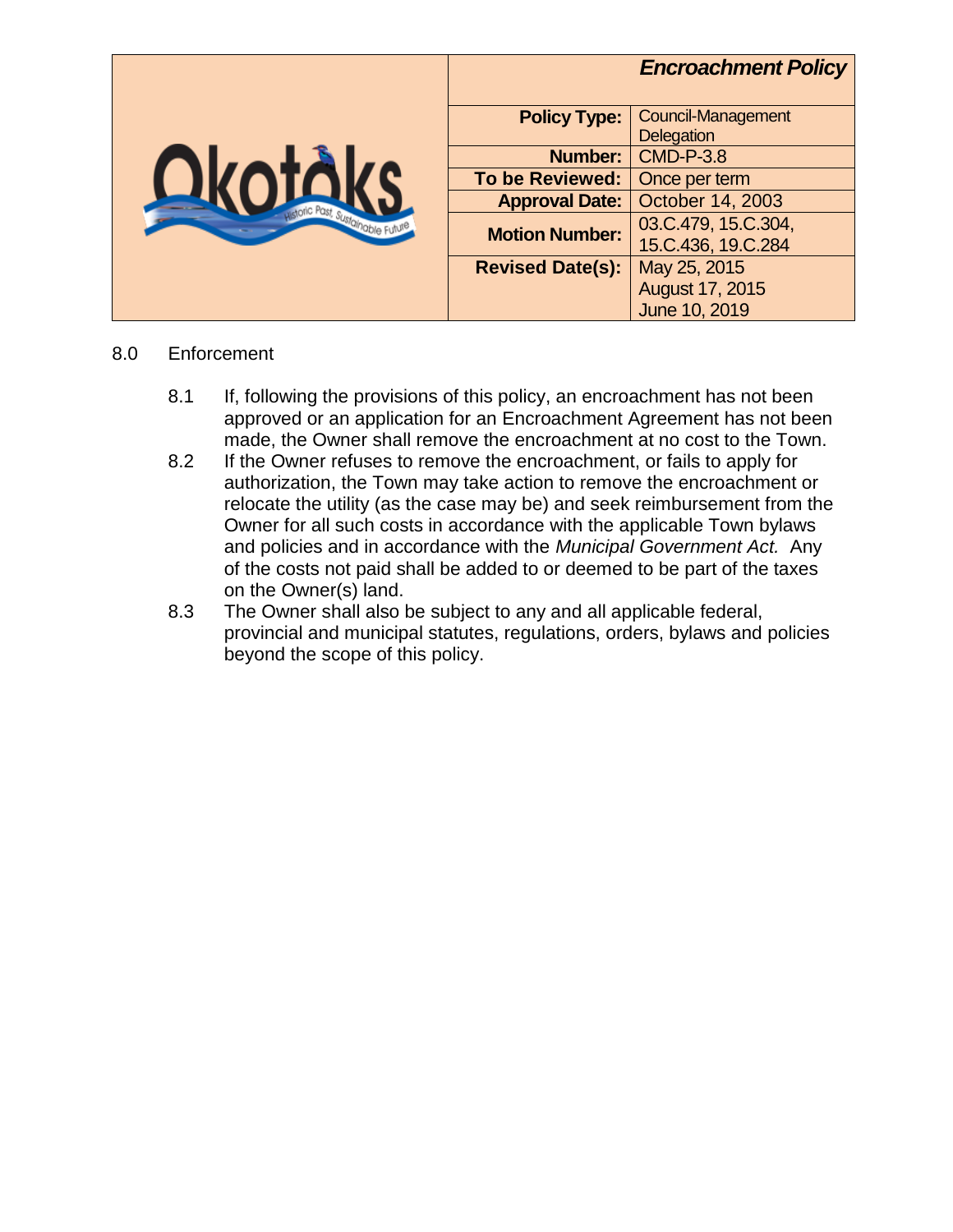| | **Encroachment Policy** | |
|---|---|---|
| Okotoks — Historic Past, Sustainable Future | **Policy Type:** | Council-Management Delegation |
| | **Number:** | CMD-P-3.8 |
| | **To be Reviewed:** | Once per term |
| | **Approval Date:** | October 14, 2003 |
| | **Motion Number:** | 03.C.479, 15.C.304, 15.C.436, 19.C.284 |
| | **Revised Date(s):** | May 25, 2015<br>August 17, 2015<br>June 10, 2019 |

## 8.0 Enforcement

8.1 If, following the provisions of this policy, an encroachment has not been approved or an application for an Encroachment Agreement has not been made, the Owner shall remove the encroachment at no cost to the Town.

8.2 If the Owner refuses to remove the encroachment, or fails to apply for authorization, the Town may take action to remove the encroachment or relocate the utility (as the case may be) and seek reimbursement from the Owner for all such costs in accordance with the applicable Town bylaws and policies and in accordance with the *Municipal Government Act.* Any of the costs not paid shall be added to or deemed to be part of the taxes on the Owner(s) land.

8.3 The Owner shall also be subject to any and all applicable federal, provincial and municipal statutes, regulations, orders, bylaws and policies beyond the scope of this policy.